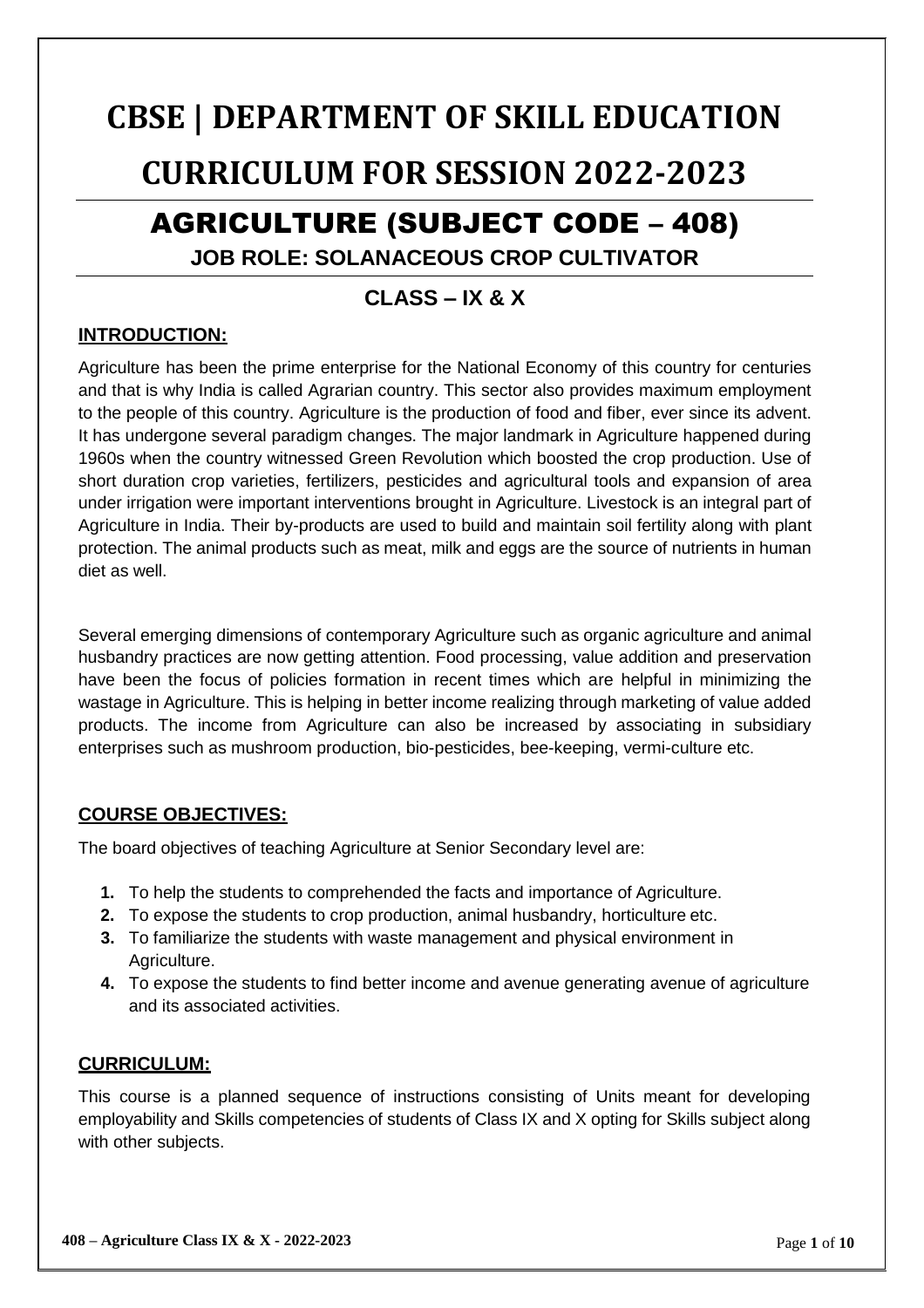# CBSE | DEPARTMENT OF SKILL EDUCATION

# CURRICULUM FOR SESSION 2022-2023

## AGRICULTURE (SUBJECT CODE – 408)

### JOB ROLE: SOLANACEOUS CROP CULTIVATOR

### CLASS – IX & X

## INTRODUCTION:

Agriculture has been the prime enterprise for the National Economy of this country for centuries and that is why India is called Agrarian country. This sector also provides maximum employment to the people of this country. Agriculture is the production of food and fiber, ever since its advent. It has undergone several paradigm changes. The major landmark in Agriculture happened during 1960s when the country witnessed Green Revolution which boosted the crop production. Use of short duration crop varieties, fertilizers, pesticides and agricultural tools and expansion of area under irrigation were important interventions brought in Agriculture. Livestock is an integral part of Agriculture in India. Their by-products are used to build and maintain soil fertility along with plant protection. The animal products such as meat, milk and eggs are the source of nutrients in human diet as well.

Several emerging dimensions of contemporary Agriculture such as organic agriculture and animal husbandry practices are now getting attention. Food processing, value addition and preservation have been the focus of policies formation in recent times which are helpful in minimizing the wastage in Agriculture. This is helping in better income realizing through marketing of value added products. The income from Agriculture can also be increased by associating in subsidiary enterprises such as mushroom production, bio-pesticides, bee-keeping, vermi-culture etc.

## COURSE OBJECTIVES:

The board objectives of teaching Agriculture at Senior Secondary level are:

1. To help the students to comprehended the facts and importance of Agriculture.
2. To expose the students to crop production, animal husbandry, horticulture etc.
3. To familiarize the students with waste management and physical environment in Agriculture.
4. To expose the students to find better income and avenue generating avenue of agriculture and its associated activities.

## CURRICULUM:

This course is a planned sequence of instructions consisting of Units meant for developing employability and Skills competencies of students of Class IX and X opting for Skills subject along with other subjects.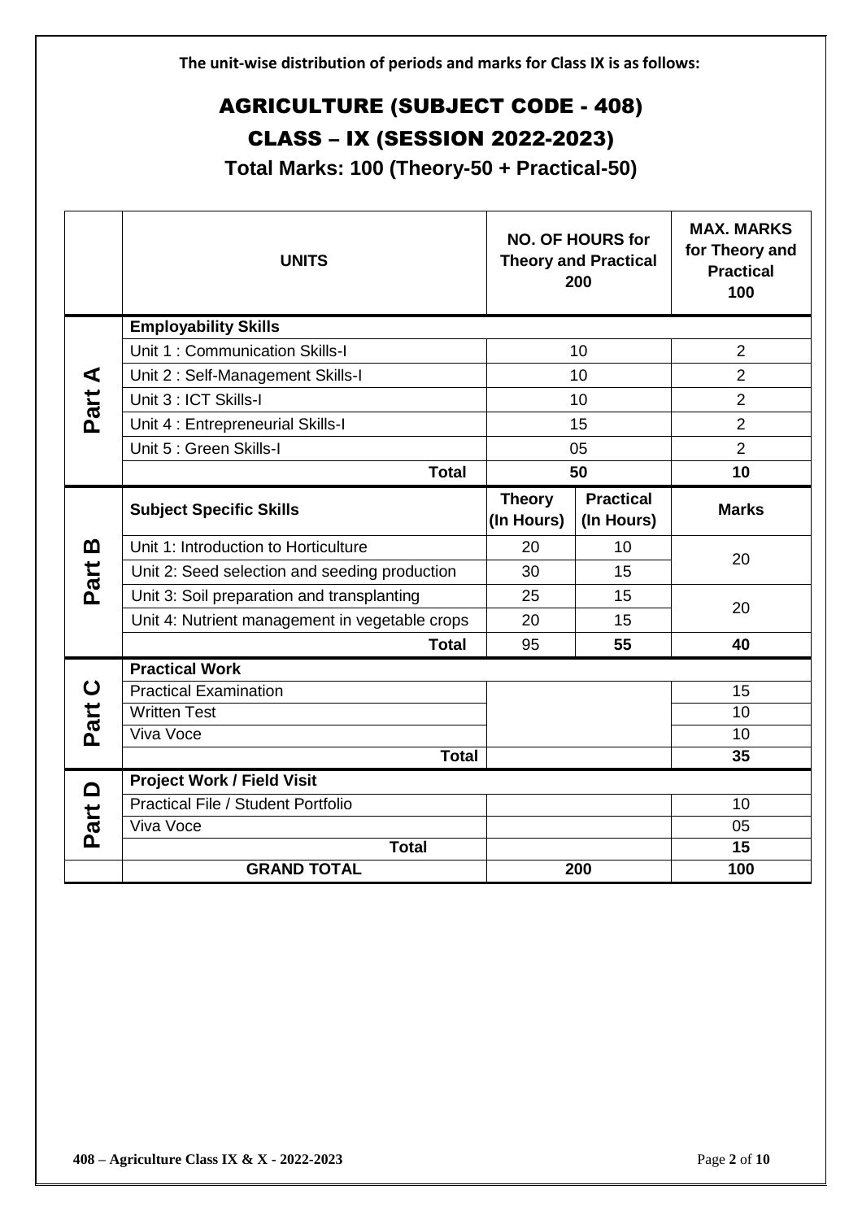**The unit-wise distribution of periods and marks for Class IX is as follows:**

# AGRICULTURE (SUBJECT CODE - 408)

# CLASS – IX (SESSION 2022-2023)

## Total Marks: 100 (Theory-50 + Practical-50)

| | UNITS | NO. OF HOURS for Theory and Practical 200 | | MAX. MARKS for Theory and Practical 100 |
|---|---|---|---|---|
| Part A | **Employability Skills** | | | |
| | Unit 1 : Communication Skills-I | 10 | | 2 |
| | Unit 2 : Self-Management Skills-I | 10 | | 2 |
| | Unit 3 : ICT Skills-I | 10 | | 2 |
| | Unit 4 : Entrepreneurial Skills-I | 15 | | 2 |
| | Unit 5 : Green Skills-I | 05 | | 2 |
| | **Total** | **50** | | **10** |
| Part B | **Subject Specific Skills** | **Theory (In Hours)** | **Practical (In Hours)** | **Marks** |
| | Unit 1: Introduction to Horticulture | 20 | 10 | 20 |
| | Unit 2: Seed selection and seeding production | 30 | 15 | |
| | Unit 3: Soil preparation and transplanting | 25 | 15 | 20 |
| | Unit 4: Nutrient management in vegetable crops | 20 | 15 | |
| | **Total** | 95 | **55** | **40** |
| Part C | **Practical Work** | | | |
| | Practical Examination | | | 15 |
| | Written Test | | | 10 |
| | Viva Voce | | | 10 |
| | **Total** | | | **35** |
| Part D | **Project Work / Field Visit** | | | |
| | Practical File / Student Portfolio | | | 10 |
| | Viva Voce | | | 05 |
| | **Total** | | | **15** |
| | **GRAND TOTAL** | **200** | | **100** |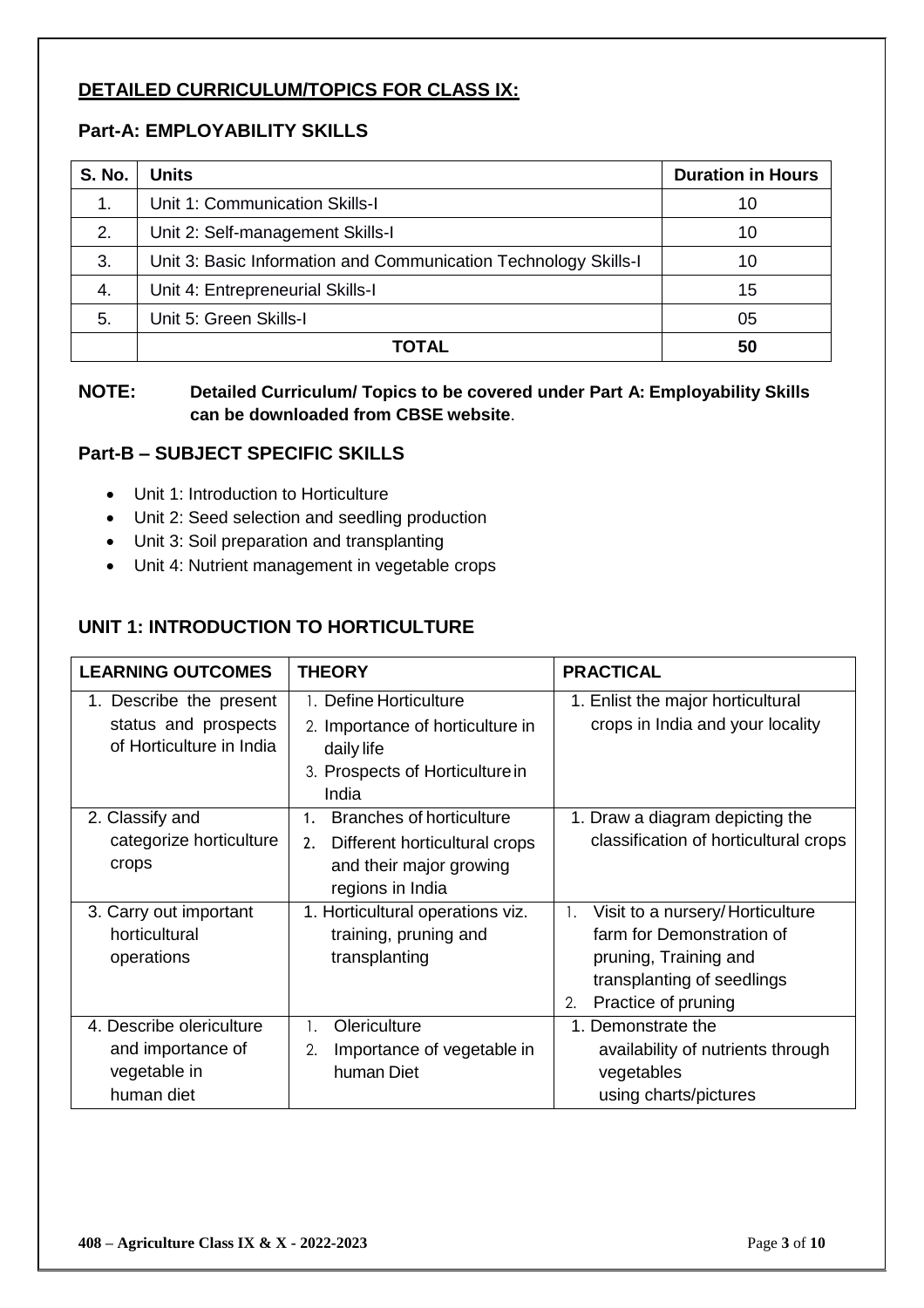## DETAILED CURRICULUM/TOPICS FOR CLASS IX:

### Part-A: EMPLOYABILITY SKILLS

| S. No. | Units | Duration in Hours |
|---|---|---|
| 1. | Unit 1: Communication Skills-I | 10 |
| 2. | Unit 2: Self-management Skills-I | 10 |
| 3. | Unit 3: Basic Information and Communication Technology Skills-I | 10 |
| 4. | Unit 4: Entrepreneurial Skills-I | 15 |
| 5. | Unit 5: Green Skills-I | 05 |
| | **TOTAL** | **50** |

**NOTE:** **Detailed Curriculum/ Topics to be covered under Part A: Employability Skills can be downloaded from CBSE website**.

### Part-B – SUBJECT SPECIFIC SKILLS

- Unit 1: Introduction to Horticulture
- Unit 2: Seed selection and seedling production
- Unit 3: Soil preparation and transplanting
- Unit 4: Nutrient management in vegetable crops

### UNIT 1: INTRODUCTION TO HORTICULTURE

| LEARNING OUTCOMES | THEORY | PRACTICAL |
|---|---|---|
| 1. Describe the present status and prospects of Horticulture in India | 1. Define Horticulture<br>2. Importance of horticulture in daily life<br>3. Prospects of Horticulture in India | 1. Enlist the major horticultural crops in India and your locality |
| 2. Classify and categorize horticulture crops | 1. Branches of horticulture<br>2. Different horticultural crops and their major growing regions in India | 1. Draw a diagram depicting the classification of horticultural crops |
| 3. Carry out important horticultural operations | 1. Horticultural operations viz. training, pruning and transplanting | 1. Visit to a nursery/ Horticulture farm for Demonstration of pruning, Training and transplanting of seedlings<br>2. Practice of pruning |
| 4. Describe olericulture and importance of vegetable in human diet | 1. Olericulture<br>2. Importance of vegetable in human Diet | 1. Demonstrate the availability of nutrients through vegetables using charts/pictures |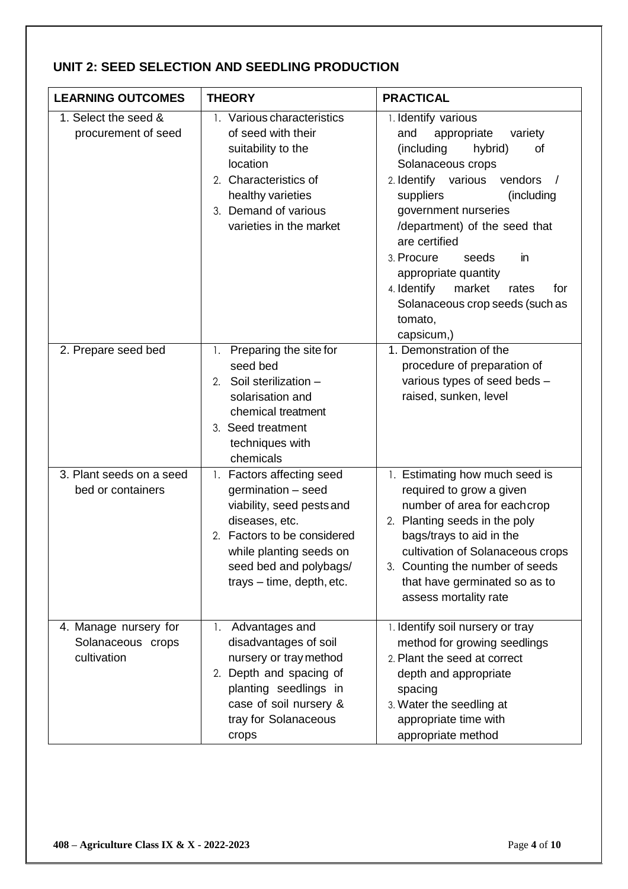## UNIT 2: SEED SELECTION AND SEEDLING PRODUCTION

| LEARNING OUTCOMES | THEORY | PRACTICAL |
|---|---|---|
| 1. Select the seed & procurement of seed | 1. Various characteristics of seed with their suitability to the location<br>2. Characteristics of healthy varieties<br>3. Demand of various varieties in the market | 1. Identify various and appropriate variety (including hybrid) of Solanaceous crops<br>2. Identify various vendors / suppliers (including government nurseries /department) of the seed that are certified<br>3. Procure seeds in appropriate quantity<br>4. Identify market rates for Solanaceous crop seeds (such as tomato, capsicum,) |
| 2. Prepare seed bed | 1. Preparing the site for seed bed<br>2. Soil sterilization – solarisation and chemical treatment<br>3. Seed treatment techniques with chemicals | 1. Demonstration of the procedure of preparation of various types of seed beds – raised, sunken, level |
| 3. Plant seeds on a seed bed or containers | 1. Factors affecting seed germination – seed viability, seed pests and diseases, etc.<br>2. Factors to be considered while planting seeds on seed bed and polybags/ trays – time, depth, etc. | 1. Estimating how much seed is required to grow a given number of area for each crop<br>2. Planting seeds in the poly bags/trays to aid in the cultivation of Solanaceous crops<br>3. Counting the number of seeds that have germinated so as to assess mortality rate |
| 4. Manage nursery for Solanaceous crops cultivation | 1. Advantages and disadvantages of soil nursery or tray method<br>2. Depth and spacing of planting seedlings in case of soil nursery & tray for Solanaceous crops | 1. Identify soil nursery or tray method for growing seedlings<br>2. Plant the seed at correct depth and appropriate spacing<br>3. Water the seedling at appropriate time with appropriate method |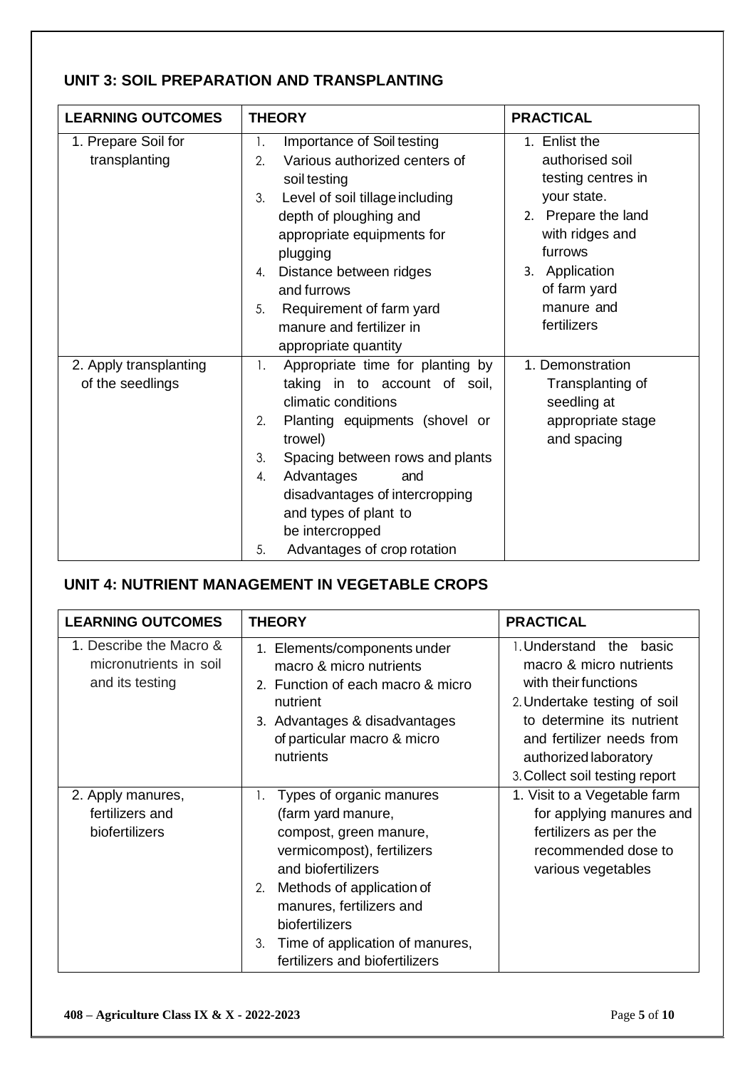## UNIT 3: SOIL PREPARATION AND TRANSPLANTING

| LEARNING OUTCOMES | THEORY | PRACTICAL |
|---|---|---|
| 1. Prepare Soil for transplanting | 1. Importance of Soil testing<br>2. Various authorized centers of soil testing<br>3. Level of soil tillage including depth of ploughing and appropriate equipments for plugging<br>4. Distance between ridges and furrows<br>5. Requirement of farm yard manure and fertilizer in appropriate quantity | 1. Enlist the authorised soil testing centres in your state.<br>2. Prepare the land with ridges and furrows<br>3. Application of farm yard manure and fertilizers |
| 2. Apply transplanting of the seedlings | 1. Appropriate time for planting by taking in to account of soil, climatic conditions<br>2. Planting equipments (shovel or trowel)<br>3. Spacing between rows and plants<br>4. Advantages and disadvantages of intercropping and types of plant to be intercropped<br>5. Advantages of crop rotation | 1. Demonstration Transplanting of seedling at appropriate stage and spacing |

## UNIT 4: NUTRIENT MANAGEMENT IN VEGETABLE CROPS

| LEARNING OUTCOMES | THEORY | PRACTICAL |
|---|---|---|
| 1. Describe the Macro & micronutrients in soil and its testing | 1. Elements/components under macro & micro nutrients<br>2. Function of each macro & micro nutrient<br>3. Advantages & disadvantages of particular macro & micro nutrients | 1. Understand the basic macro & micro nutrients with their functions<br>2. Undertake testing of soil to determine its nutrient and fertilizer needs from authorized laboratory<br>3. Collect soil testing report |
| 2. Apply manures, fertilizers and biofertilizers | 1. Types of organic manures (farm yard manure, compost, green manure, vermicompost), fertilizers and biofertilizers<br>2. Methods of application of manures, fertilizers and biofertilizers<br>3. Time of application of manures, fertilizers and biofertilizers | 1. Visit to a Vegetable farm for applying manures and fertilizers as per the recommended dose to various vegetables |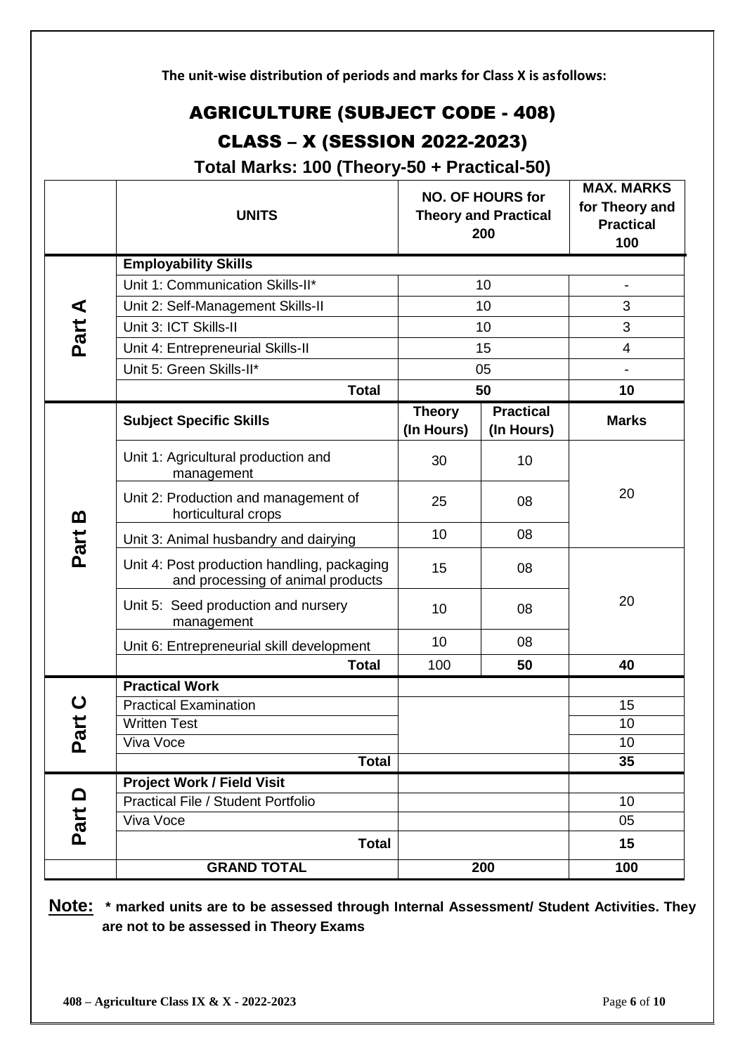**The unit-wise distribution of periods and marks for Class X is asfollows:**

# AGRICULTURE (SUBJECT CODE - 408)

# CLASS – X (SESSION 2022-2023)

## Total Marks: 100 (Theory-50 + Practical-50)

| | UNITS | NO. OF HOURS for Theory and Practical 200 | | MAX. MARKS for Theory and Practical 100 |
|---|---|---|---|---|
| Part A | **Employability Skills** | | | |
| | Unit 1: Communication Skills-II* | 10 | | - |
| | Unit 2: Self-Management Skills-II | 10 | | 3 |
| | Unit 3: ICT Skills-II | 10 | | 3 |
| | Unit 4: Entrepreneurial Skills-II | 15 | | 4 |
| | Unit 5: Green Skills-II* | 05 | | - |
| | **Total** | **50** | | **10** |
| Part B | **Subject Specific Skills** | **Theory (In Hours)** | **Practical (In Hours)** | **Marks** |
| | Unit 1: Agricultural production and management | 30 | 10 | 20 |
| | Unit 2: Production and management of horticultural crops | 25 | 08 | |
| | Unit 3: Animal husbandry and dairying | 10 | 08 | |
| | Unit 4: Post production handling, packaging and processing of animal products | 15 | 08 | 20 |
| | Unit 5: Seed production and nursery management | 10 | 08 | |
| | Unit 6: Entrepreneurial skill development | 10 | 08 | |
| | **Total** | 100 | **50** | **40** |
| Part C | **Practical Work** | | | |
| | Practical Examination | | | 15 |
| | Written Test | | | 10 |
| | Viva Voce | | | 10 |
| | **Total** | | | **35** |
| Part D | **Project Work / Field Visit** | | | |
| | Practical File / Student Portfolio | | | 10 |
| | Viva Voce | | | 05 |
| | **Total** | | | **15** |
| | **GRAND TOTAL** | **200** | | **100** |

**Note:** **\* marked units are to be assessed through Internal Assessment/ Student Activities. They are not to be assessed in Theory Exams**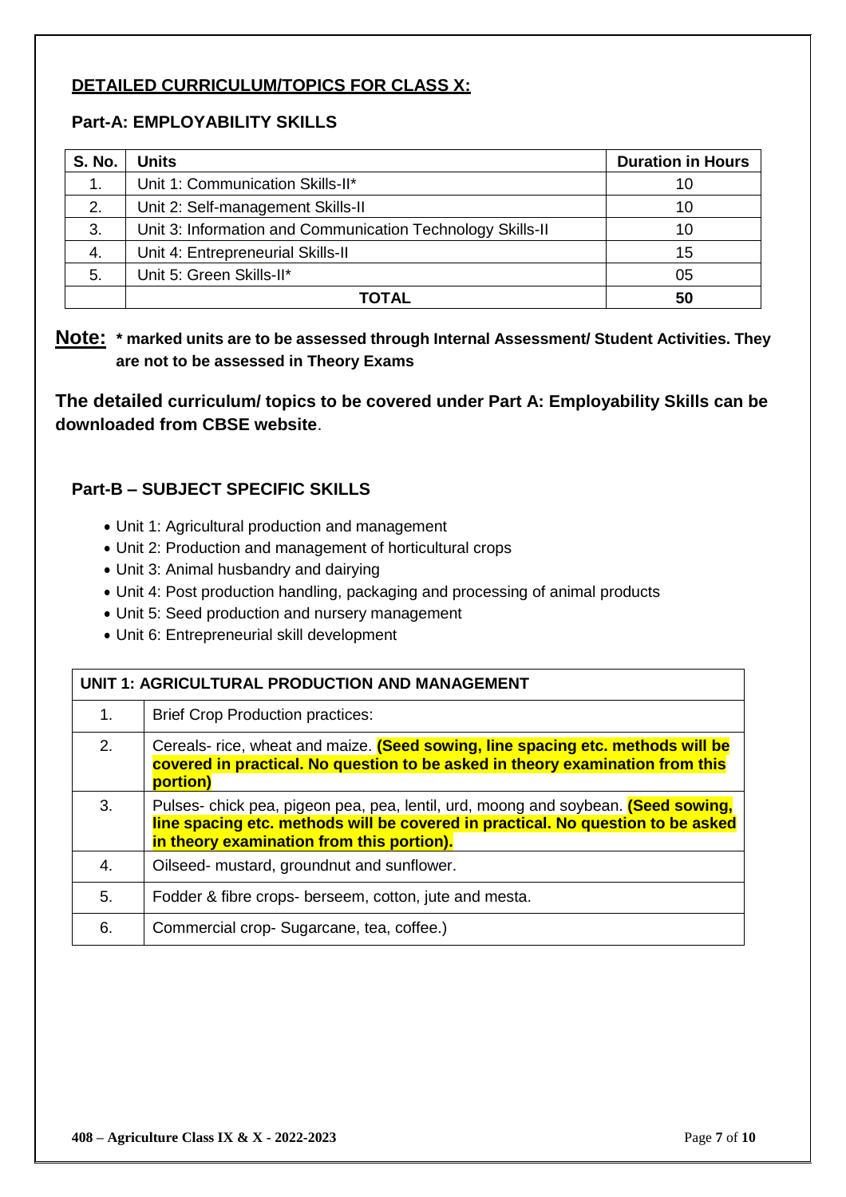## DETAILED CURRICULUM/TOPICS FOR CLASS X:

### Part-A: EMPLOYABILITY SKILLS

| S. No. | Units | Duration in Hours |
|---|---|---|
| 1. | Unit 1: Communication Skills-II* | 10 |
| 2. | Unit 2: Self-management Skills-II | 10 |
| 3. | Unit 3: Information and Communication Technology Skills-II | 10 |
| 4. | Unit 4: Entrepreneurial Skills-II | 15 |
| 5. | Unit 5: Green Skills-II* | 05 |
| | **TOTAL** | **50** |

**Note: * marked units are to be assessed through Internal Assessment/ Student Activities. They are not to be assessed in Theory Exams**

**The detailed curriculum/ topics to be covered under Part A: Employability Skills can be downloaded from CBSE website**.

### Part-B – SUBJECT SPECIFIC SKILLS

- Unit 1: Agricultural production and management
- Unit 2: Production and management of horticultural crops
- Unit 3: Animal husbandry and dairying
- Unit 4: Post production handling, packaging and processing of animal products
- Unit 5: Seed production and nursery management
- Unit 6: Entrepreneurial skill development

| UNIT 1: AGRICULTURAL PRODUCTION AND MANAGEMENT | |
|---|---|
| 1. | Brief Crop Production practices: |
| 2. | Cereals- rice, wheat and maize. **(Seed sowing, line spacing etc. methods will be covered in practical. No question to be asked in theory examination from this portion)** |
| 3. | Pulses- chick pea, pigeon pea, pea, lentil, urd, moong and soybean. **(Seed sowing, line spacing etc. methods will be covered in practical. No question to be asked in theory examination from this portion).** |
| 4. | Oilseed- mustard, groundnut and sunflower. |
| 5. | Fodder & fibre crops- berseem, cotton, jute and mesta. |
| 6. | Commercial crop- Sugarcane, tea, coffee.) |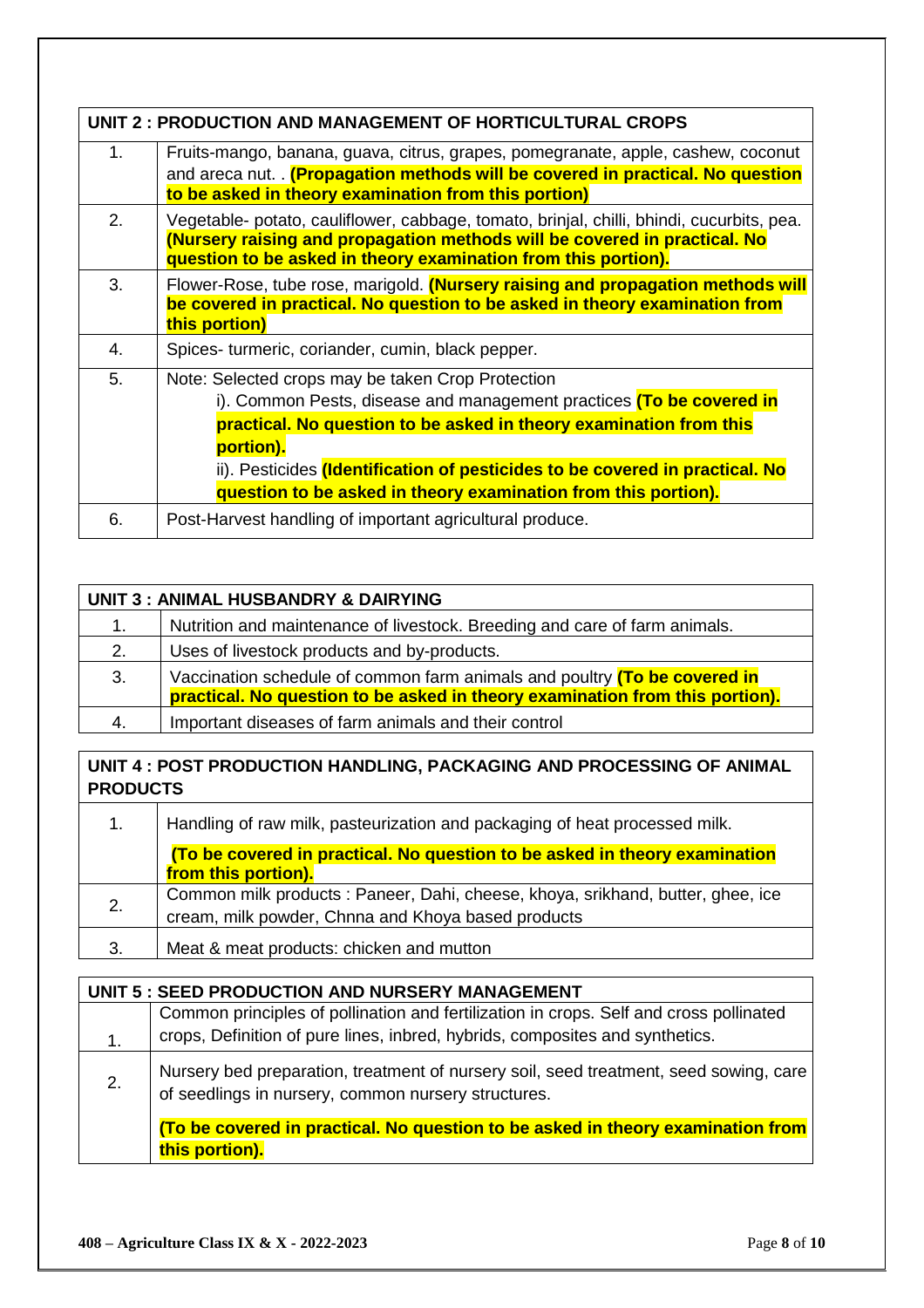| UNIT 2 : PRODUCTION AND MANAGEMENT OF HORTICULTURAL CROPS | |
|---|---|
| 1. | Fruits-mango, banana, guava, citrus, grapes, pomegranate, apple, cashew, coconut and areca nut. . **(Propagation methods will be covered in practical. No question to be asked in theory examination from this portion)** |
| 2. | Vegetable- potato, cauliflower, cabbage, tomato, brinjal, chilli, bhindi, cucurbits, pea. **(Nursery raising and propagation methods will be covered in practical. No question to be asked in theory examination from this portion).** |
| 3. | Flower-Rose, tube rose, marigold. **(Nursery raising and propagation methods will be covered in practical. No question to be asked in theory examination from this portion)** |
| 4. | Spices- turmeric, coriander, cumin, black pepper. |
| 5. | Note: Selected crops may be taken Crop Protection<br>i). Common Pests, disease and management practices **(To be covered in practical. No question to be asked in theory examination from this portion).**<br>ii). Pesticides **(Identification of pesticides to be covered in practical. No question to be asked in theory examination from this portion).** |
| 6. | Post-Harvest handling of important agricultural produce. |

| UNIT 3 : ANIMAL HUSBANDRY & DAIRYING | |
|---|---|
| 1. | Nutrition and maintenance of livestock. Breeding and care of farm animals. |
| 2. | Uses of livestock products and by-products. |
| 3. | Vaccination schedule of common farm animals and poultry **(To be covered in practical. No question to be asked in theory examination from this portion).** |
| 4. | Important diseases of farm animals and their control |

| UNIT 4 : POST PRODUCTION HANDLING, PACKAGING AND PROCESSING OF ANIMAL PRODUCTS | |
|---|---|
| 1. | Handling of raw milk, pasteurization and packaging of heat processed milk.<br>**(To be covered in practical. No question to be asked in theory examination from this portion).** |
| 2. | Common milk products : Paneer, Dahi, cheese, khoya, srikhand, butter, ghee, ice cream, milk powder, Chnna and Khoya based products |
| 3. | Meat & meat products: chicken and mutton |

| UNIT 5 : SEED PRODUCTION AND NURSERY MANAGEMENT | |
|---|---|
| 1. | Common principles of pollination and fertilization in crops. Self and cross pollinated crops, Definition of pure lines, inbred, hybrids, composites and synthetics. |
| 2. | Nursery bed preparation, treatment of nursery soil, seed treatment, seed sowing, care of seedlings in nursery, common nursery structures.<br>**(To be covered in practical. No question to be asked in theory examination from this portion).** |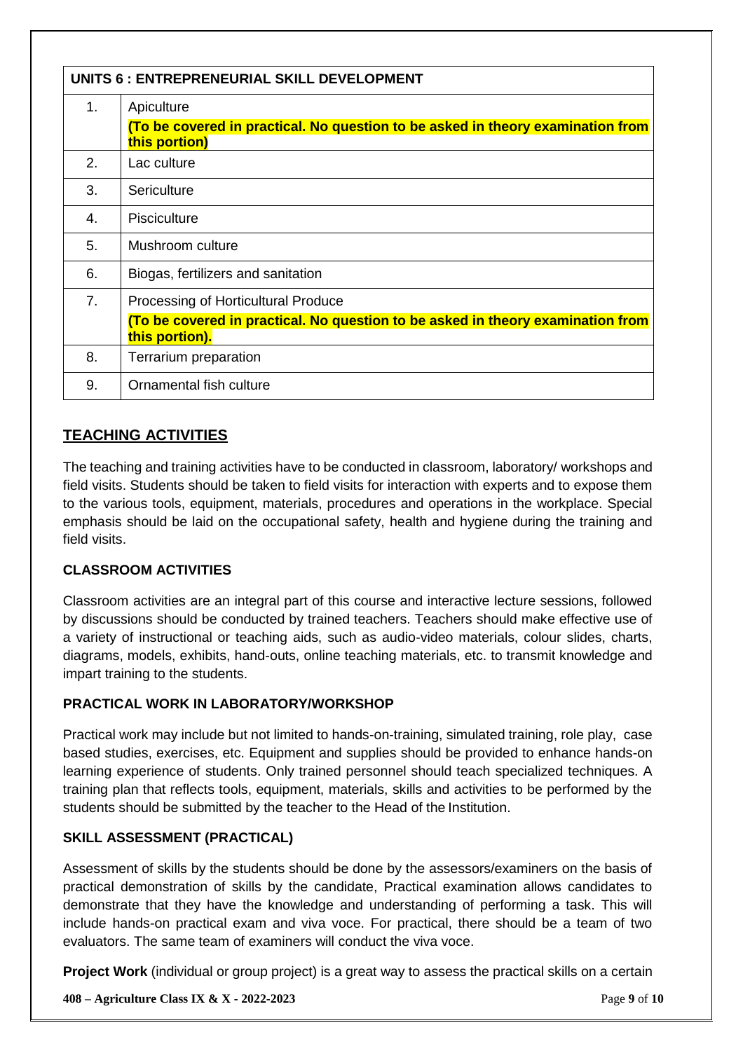| UNITS 6 : ENTREPRENEURIAL SKILL DEVELOPMENT | |
|---|---|
| 1. | Apiculture<br>**(To be covered in practical. No question to be asked in theory examination from this portion)** |
| 2. | Lac culture |
| 3. | Sericulture |
| 4. | Pisciculture |
| 5. | Mushroom culture |
| 6. | Biogas, fertilizers and sanitation |
| 7. | Processing of Horticultural Produce<br>**(To be covered in practical. No question to be asked in theory examination from this portion).** |
| 8. | Terrarium preparation |
| 9. | Ornamental fish culture |

## TEACHING ACTIVITIES

The teaching and training activities have to be conducted in classroom, laboratory/ workshops and field visits. Students should be taken to field visits for interaction with experts and to expose them to the various tools, equipment, materials, procedures and operations in the workplace. Special emphasis should be laid on the occupational safety, health and hygiene during the training and field visits.

### CLASSROOM ACTIVITIES

Classroom activities are an integral part of this course and interactive lecture sessions, followed by discussions should be conducted by trained teachers. Teachers should make effective use of a variety of instructional or teaching aids, such as audio-video materials, colour slides, charts, diagrams, models, exhibits, hand-outs, online teaching materials, etc. to transmit knowledge and impart training to the students.

### PRACTICAL WORK IN LABORATORY/WORKSHOP

Practical work may include but not limited to hands-on-training, simulated training, role play, case based studies, exercises, etc. Equipment and supplies should be provided to enhance hands-on learning experience of students. Only trained personnel should teach specialized techniques. A training plan that reflects tools, equipment, materials, skills and activities to be performed by the students should be submitted by the teacher to the Head of the Institution.

### SKILL ASSESSMENT (PRACTICAL)

Assessment of skills by the students should be done by the assessors/examiners on the basis of practical demonstration of skills by the candidate, Practical examination allows candidates to demonstrate that they have the knowledge and understanding of performing a task. This will include hands-on practical exam and viva voce. For practical, there should be a team of two evaluators. The same team of examiners will conduct the viva voce.

**Project Work** (individual or group project) is a great way to assess the practical skills on a certain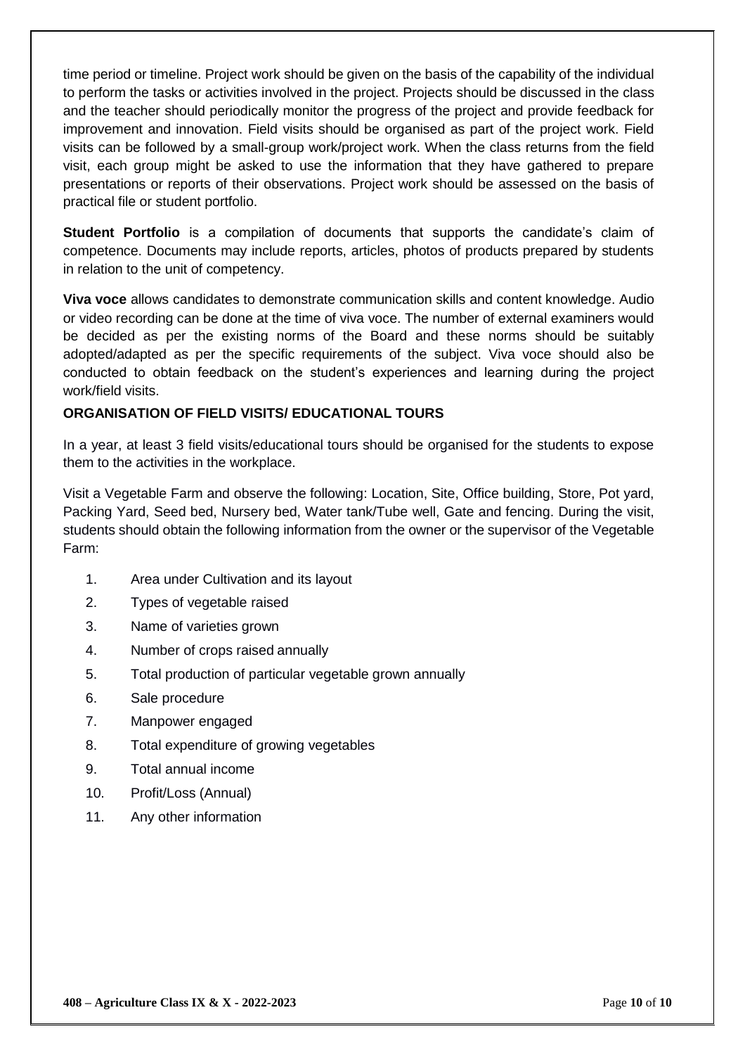time period or timeline. Project work should be given on the basis of the capability of the individual to perform the tasks or activities involved in the project. Projects should be discussed in the class and the teacher should periodically monitor the progress of the project and provide feedback for improvement and innovation. Field visits should be organised as part of the project work. Field visits can be followed by a small-group work/project work. When the class returns from the field visit, each group might be asked to use the information that they have gathered to prepare presentations or reports of their observations. Project work should be assessed on the basis of practical file or student portfolio.

**Student Portfolio** is a compilation of documents that supports the candidate's claim of competence. Documents may include reports, articles, photos of products prepared by students in relation to the unit of competency.

**Viva voce** allows candidates to demonstrate communication skills and content knowledge. Audio or video recording can be done at the time of viva voce. The number of external examiners would be decided as per the existing norms of the Board and these norms should be suitably adopted/adapted as per the specific requirements of the subject. Viva voce should also be conducted to obtain feedback on the student's experiences and learning during the project work/field visits.

**ORGANISATION OF FIELD VISITS/ EDUCATIONAL TOURS**

In a year, at least 3 field visits/educational tours should be organised for the students to expose them to the activities in the workplace.

Visit a Vegetable Farm and observe the following: Location, Site, Office building, Store, Pot yard, Packing Yard, Seed bed, Nursery bed, Water tank/Tube well, Gate and fencing. During the visit, students should obtain the following information from the owner or the supervisor of the Vegetable Farm:

1. Area under Cultivation and its layout
2. Types of vegetable raised
3. Name of varieties grown
4. Number of crops raised annually
5. Total production of particular vegetable grown annually
6. Sale procedure
7. Manpower engaged
8. Total expenditure of growing vegetables
9. Total annual income
10. Profit/Loss (Annual)
11. Any other information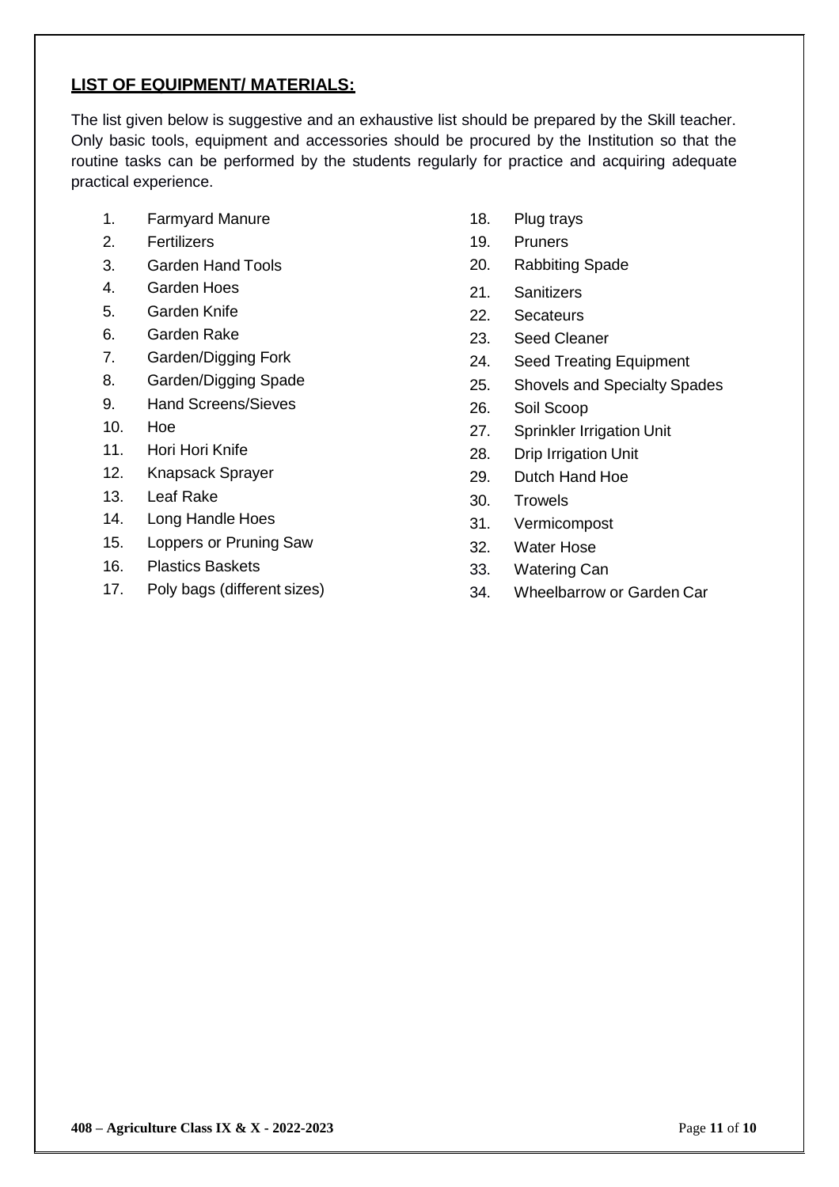## LIST OF EQUIPMENT/ MATERIALS:

The list given below is suggestive and an exhaustive list should be prepared by the Skill teacher. Only basic tools, equipment and accessories should be procured by the Institution so that the routine tasks can be performed by the students regularly for practice and acquiring adequate practical experience.

1. Farmyard Manure
2. Fertilizers
3. Garden Hand Tools
4. Garden Hoes
5. Garden Knife
6. Garden Rake
7. Garden/Digging Fork
8. Garden/Digging Spade
9. Hand Screens/Sieves
10. Hoe
11. Hori Hori Knife
12. Knapsack Sprayer
13. Leaf Rake
14. Long Handle Hoes
15. Loppers or Pruning Saw
16. Plastics Baskets
17. Poly bags (different sizes)
18. Plug trays
19. Pruners
20. Rabbiting Spade
21. Sanitizers
22. Secateurs
23. Seed Cleaner
24. Seed Treating Equipment
25. Shovels and Specialty Spades
26. Soil Scoop
27. Sprinkler Irrigation Unit
28. Drip Irrigation Unit
29. Dutch Hand Hoe
30. Trowels
31. Vermicompost
32. Water Hose
33. Watering Can
34. Wheelbarrow or Garden Car